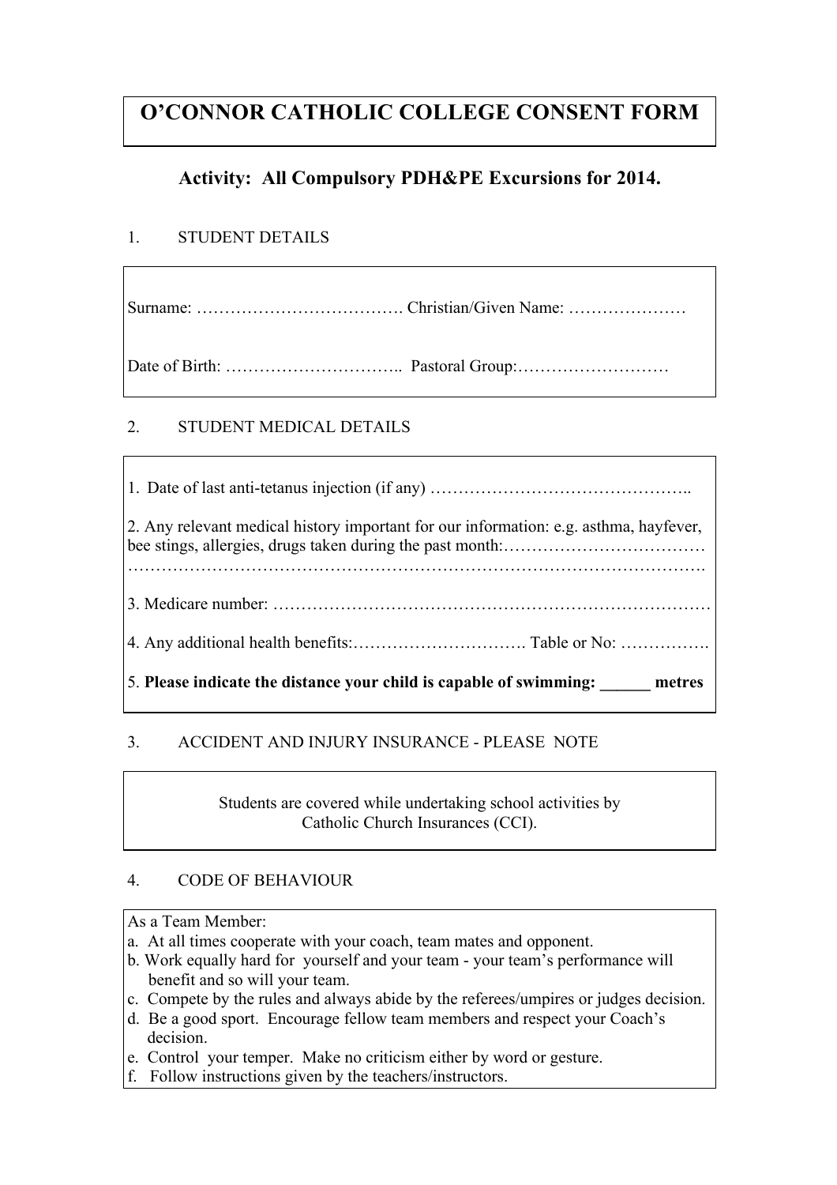# O'CONNOR CATHOLIC COLLEGE CONSENT FORM

## Activity: All Compulsory PDH&PE Excursions for 2014.

1. STUDENT DETAILS

Surname: ………………………………. Christian/Given Name: …………………

Date of Birth: ………………………….. Pastoral Group:………………………

2. STUDENT MEDICAL DETAILS

1. Date of last anti-tetanus injection (if any) ………………………………………..

2. Any relevant medical history important for our information: e.g. asthma, hayfever, bee stings, allergies, drugs taken during the past month:………………………………
……………………………………………………………………………………….

3. Medicare number: …………………………………………………………………

4. Any additional health benefits:…………………………. Table or No: …………….

5. **Please indicate the distance your child is capable of swimming: ______ metres**

3. ACCIDENT AND INJURY INSURANCE - PLEASE NOTE

Students are covered while undertaking school activities by Catholic Church Insurances (CCI).

4. CODE OF BEHAVIOUR

As a Team Member:

a. At all times cooperate with your coach, team mates and opponent.
b. Work equally hard for yourself and your team - your team's performance will benefit and so will your team.
c. Compete by the rules and always abide by the referees/umpires or judges decision.
d. Be a good sport. Encourage fellow team members and respect your Coach's decision.
e. Control your temper. Make no criticism either by word or gesture.
f. Follow instructions given by the teachers/instructors.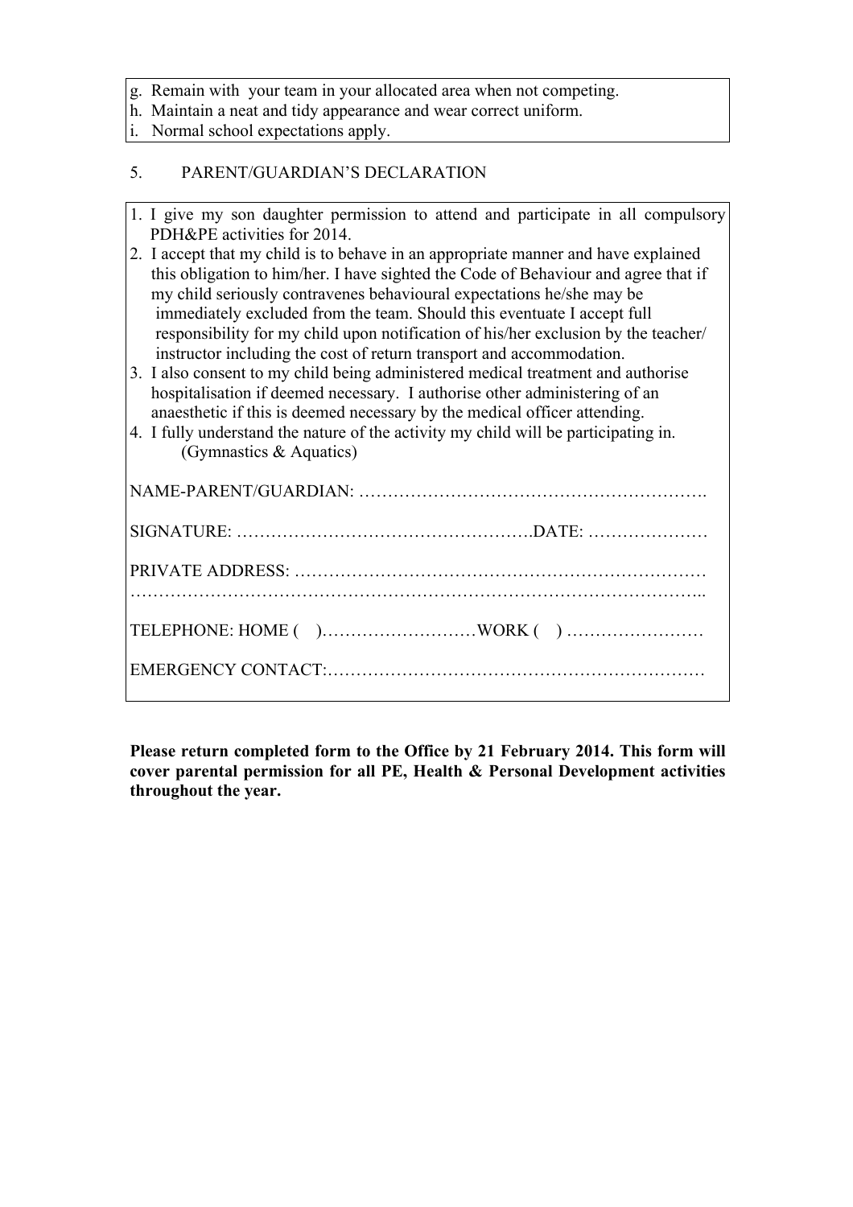g. Remain with your team in your allocated area when not competing.
h. Maintain a neat and tidy appearance and wear correct uniform.
i. Normal school expectations apply.

5. PARENT/GUARDIAN'S DECLARATION

1. I give my son daughter permission to attend and participate in all compulsory PDH&PE activities for 2014.
2. I accept that my child is to behave in an appropriate manner and have explained this obligation to him/her. I have sighted the Code of Behaviour and agree that if my child seriously contravenes behavioural expectations he/she may be immediately excluded from the team. Should this eventuate I accept full responsibility for my child upon notification of his/her exclusion by the teacher/instructor including the cost of return transport and accommodation.
3. I also consent to my child being administered medical treatment and authorise hospitalisation if deemed necessary. I authorise other administering of an anaesthetic if this is deemed necessary by the medical officer attending.
4. I fully understand the nature of the activity my child will be participating in. (Gymnastics & Aquatics)

NAME-PARENT/GUARDIAN: …………………………………………………….

SIGNATURE: …………………………………………….DATE: …………………

PRIVATE ADDRESS: ………………………………………………………………
……………………………………………………………………………………..

TELEPHONE: HOME ( )………………………WORK ( ) ……………………

EMERGENCY CONTACT:…………………………………………………………

**Please return completed form to the Office by 21 February 2014. This form will cover parental permission for all PE, Health & Personal Development activities throughout the year.**